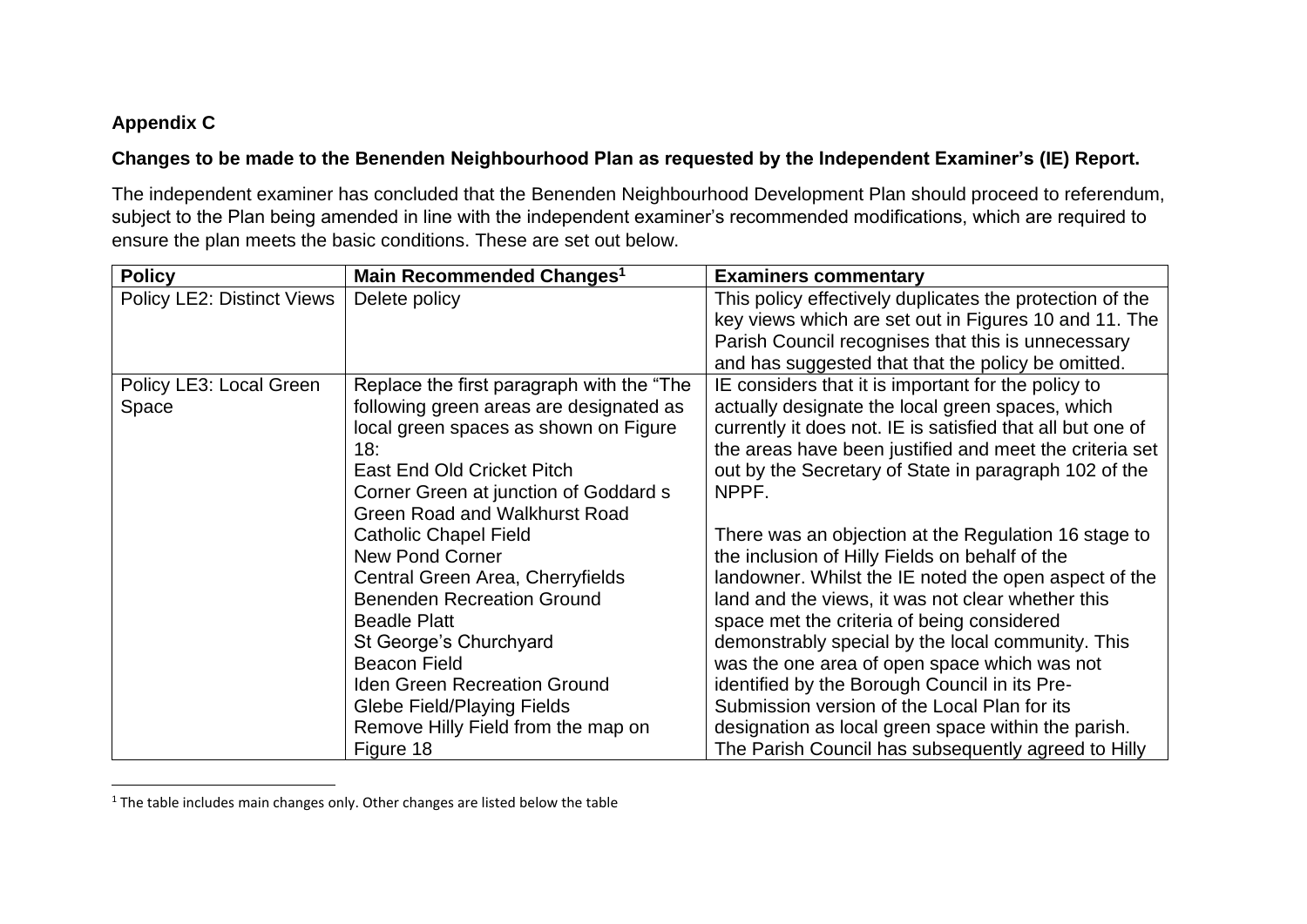**Appendix C**

**Changes to be made to the Benenden Neighbourhood Plan as requested by the Independent Examiner's (IE) Report.**

The independent examiner has concluded that the Benenden Neighbourhood Development Plan should proceed to referendum, subject to the Plan being amended in line with the independent examiner's recommended modifications, which are required to ensure the plan meets the basic conditions. These are set out below.

| Policy | Main Recommended Changes[1] | Examiners commentary |
| --- | --- | --- |
| Policy LE2: Distinct Views | Delete policy | This policy effectively duplicates the protection of the key views which are set out in Figures 10 and 11. The Parish Council recognises that this is unnecessary and has suggested that that the policy be omitted. |
| Policy LE3: Local Green Space | Replace the first paragraph with the "The following green areas are designated as local green spaces as shown on Figure 18:<br>East End Old Cricket Pitch<br>Corner Green at junction of Goddard s Green Road and Walkhurst Road<br>Catholic Chapel Field<br>New Pond Corner<br>Central Green Area, Cherryfields<br>Benenden Recreation Ground<br>Beadle Platt<br>St George's Churchyard<br>Beacon Field<br>Iden Green Recreation Ground<br>Glebe Field/Playing Fields<br>Remove Hilly Field from the map on Figure 18 | IE considers that it is important for the policy to actually designate the local green spaces, which currently it does not. IE is satisfied that all but one of the areas have been justified and meet the criteria set out by the Secretary of State in paragraph 102 of the NPPF.<br><br>There was an objection at the Regulation 16 stage to the inclusion of Hilly Fields on behalf of the landowner. Whilst the IE noted the open aspect of the land and the views, it was not clear whether this space met the criteria of being considered demonstrably special by the local community. This was the one area of open space which was not identified by the Borough Council in its Pre-Submission version of the Local Plan for its designation as local green space within the parish. The Parish Council has subsequently agreed to Hilly |

[1] The table includes main changes only. Other changes are listed below the table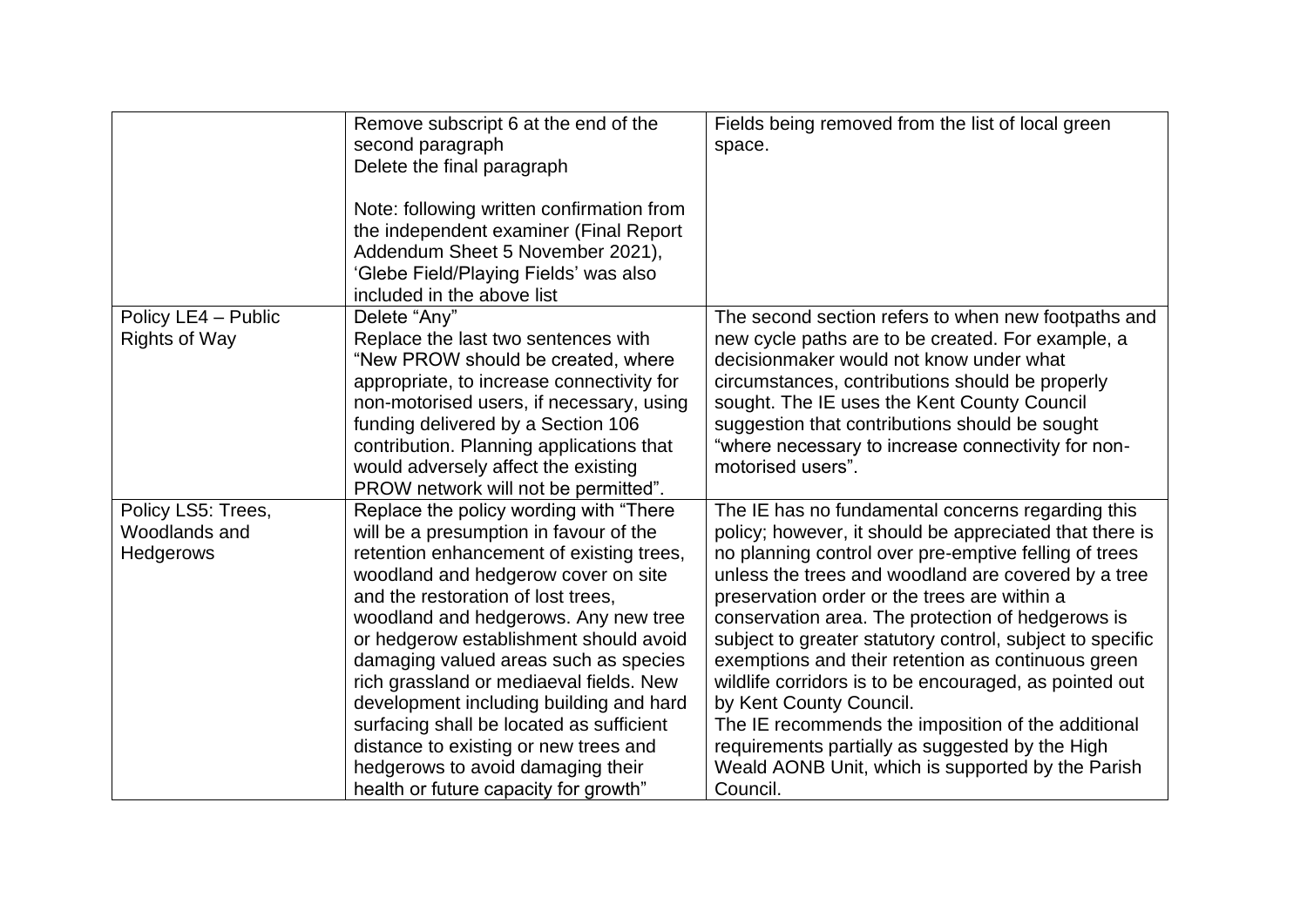| | | |
|---|---|---|
| | Remove subscript 6 at the end of the second paragraph<br>Delete the final paragraph<br><br>Note: following written confirmation from the independent examiner (Final Report Addendum Sheet 5 November 2021), 'Glebe Field/Playing Fields' was also included in the above list | Fields being removed from the list of local green space. |
| Policy LE4 – Public Rights of Way | Delete "Any"<br>Replace the last two sentences with "New PROW should be created, where appropriate, to increase connectivity for non-motorised users, if necessary, using funding delivered by a Section 106 contribution. Planning applications that would adversely affect the existing PROW network will not be permitted". | The second section refers to when new footpaths and new cycle paths are to be created. For example, a decisionmaker would not know under what circumstances, contributions should be properly sought. The IE uses the Kent County Council suggestion that contributions should be sought "where necessary to increase connectivity for non-motorised users". |
| Policy LS5: Trees, Woodlands and Hedgerows | Replace the policy wording with "There will be a presumption in favour of the retention enhancement of existing trees, woodland and hedgerow cover on site and the restoration of lost trees, woodland and hedgerows. Any new tree or hedgerow establishment should avoid damaging valued areas such as species rich grassland or mediaeval fields. New development including building and hard surfacing shall be located as sufficient distance to existing or new trees and hedgerows to avoid damaging their health or future capacity for growth" | The IE has no fundamental concerns regarding this policy; however, it should be appreciated that there is no planning control over pre-emptive felling of trees unless the trees and woodland are covered by a tree preservation order or the trees are within a conservation area. The protection of hedgerows is subject to greater statutory control, subject to specific exemptions and their retention as continuous green wildlife corridors is to be encouraged, as pointed out by Kent County Council.<br>The IE recommends the imposition of the additional requirements partially as suggested by the High Weald AONB Unit, which is supported by the Parish Council. |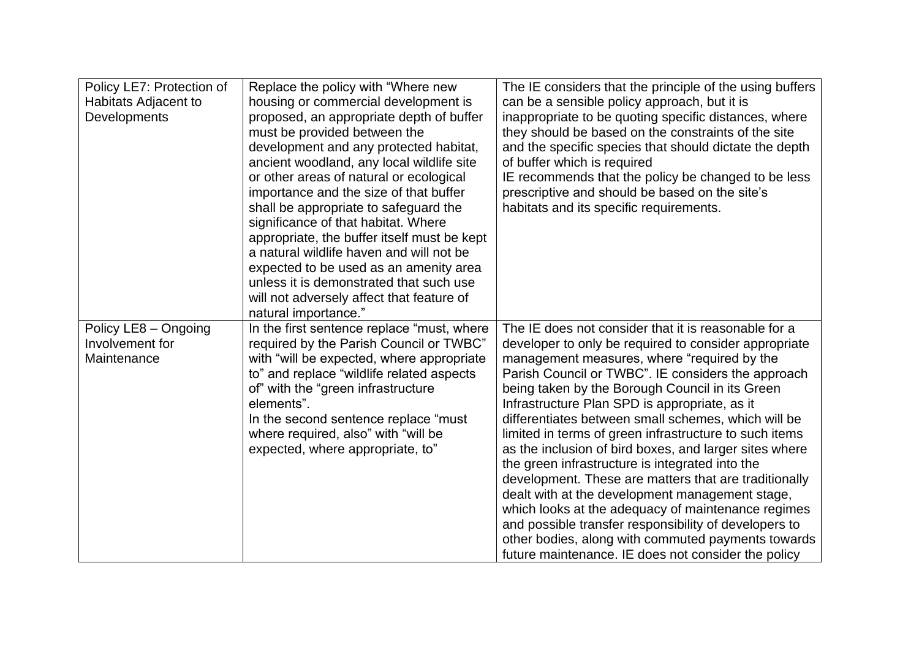| | | |
|---|---|---|
| Policy LE7: Protection of Habitats Adjacent to Developments | Replace the policy with "Where new housing or commercial development is proposed, an appropriate depth of buffer must be provided between the development and any protected habitat, ancient woodland, any local wildlife site or other areas of natural or ecological importance and the size of that buffer shall be appropriate to safeguard the significance of that habitat. Where appropriate, the buffer itself must be kept a natural wildlife haven and will not be expected to be used as an amenity area unless it is demonstrated that such use will not adversely affect that feature of natural importance." | The IE considers that the principle of the using buffers can be a sensible policy approach, but it is inappropriate to be quoting specific distances, where they should be based on the constraints of the site and the specific species that should dictate the depth of buffer which is required<br>IE recommends that the policy be changed to be less prescriptive and should be based on the site's habitats and its specific requirements. |
| Policy LE8 – Ongoing Involvement for Maintenance | In the first sentence replace "must, where required by the Parish Council or TWBC" with "will be expected, where appropriate to" and replace "wildlife related aspects of" with the "green infrastructure elements".<br>In the second sentence replace "must where required, also" with "will be expected, where appropriate, to" | The IE does not consider that it is reasonable for a developer to only be required to consider appropriate management measures, where "required by the Parish Council or TWBC". IE considers the approach being taken by the Borough Council in its Green Infrastructure Plan SPD is appropriate, as it differentiates between small schemes, which will be limited in terms of green infrastructure to such items as the inclusion of bird boxes, and larger sites where the green infrastructure is integrated into the development. These are matters that are traditionally dealt with at the development management stage, which looks at the adequacy of maintenance regimes and possible transfer responsibility of developers to other bodies, along with commuted payments towards future maintenance. IE does not consider the policy |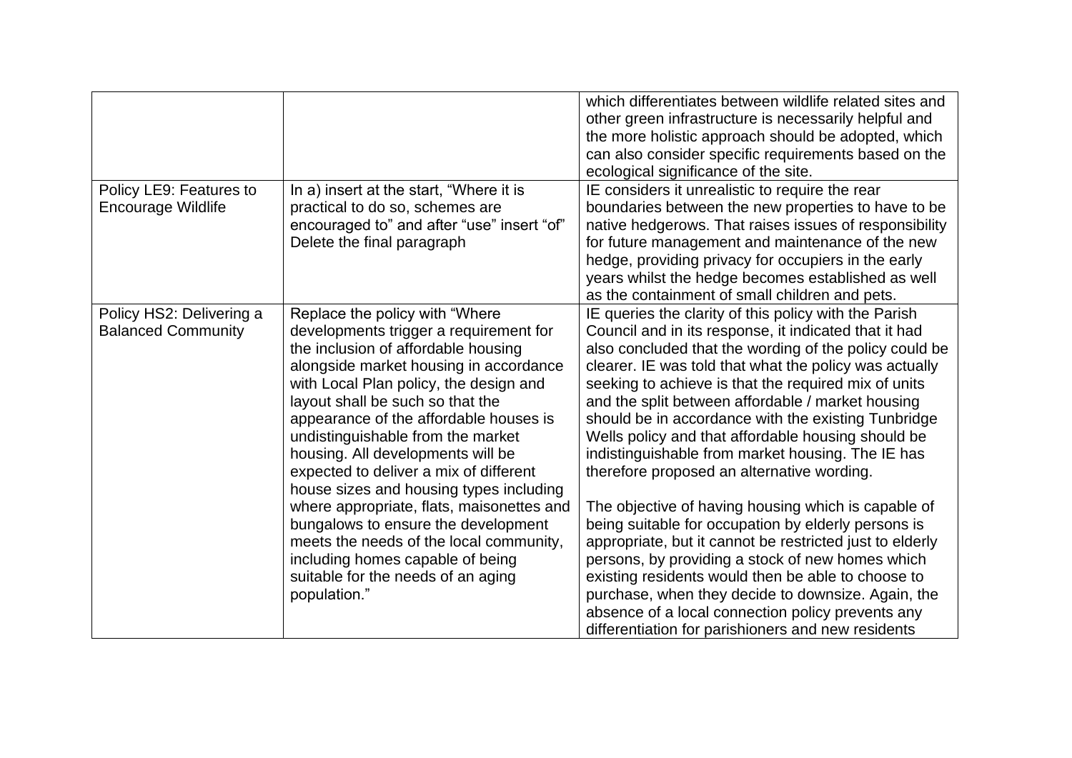| | | |
|---|---|---|
| | | which differentiates between wildlife related sites and other green infrastructure is necessarily helpful and the more holistic approach should be adopted, which can also consider specific requirements based on the ecological significance of the site. |
| Policy LE9: Features to Encourage Wildlife | In a) insert at the start, "Where it is practical to do so, schemes are encouraged to" and after "use" insert "of" Delete the final paragraph | IE considers it unrealistic to require the rear boundaries between the new properties to have to be native hedgerows. That raises issues of responsibility for future management and maintenance of the new hedge, providing privacy for occupiers in the early years whilst the hedge becomes established as well as the containment of small children and pets. |
| Policy HS2: Delivering a Balanced Community | Replace the policy with "Where developments trigger a requirement for the inclusion of affordable housing alongside market housing in accordance with Local Plan policy, the design and layout shall be such so that the appearance of the affordable houses is undistinguishable from the market housing. All developments will be expected to deliver a mix of different house sizes and housing types including where appropriate, flats, maisonettes and bungalows to ensure the development meets the needs of the local community, including homes capable of being suitable for the needs of an aging population." | IE queries the clarity of this policy with the Parish Council and in its response, it indicated that it had also concluded that the wording of the policy could be clearer. IE was told that what the policy was actually seeking to achieve is that the required mix of units and the split between affordable / market housing should be in accordance with the existing Tunbridge Wells policy and that affordable housing should be indistinguishable from market housing. The IE has therefore proposed an alternative wording.<br><br>The objective of having housing which is capable of being suitable for occupation by elderly persons is appropriate, but it cannot be restricted just to elderly persons, by providing a stock of new homes which existing residents would then be able to choose to purchase, when they decide to downsize. Again, the absence of a local connection policy prevents any differentiation for parishioners and new residents |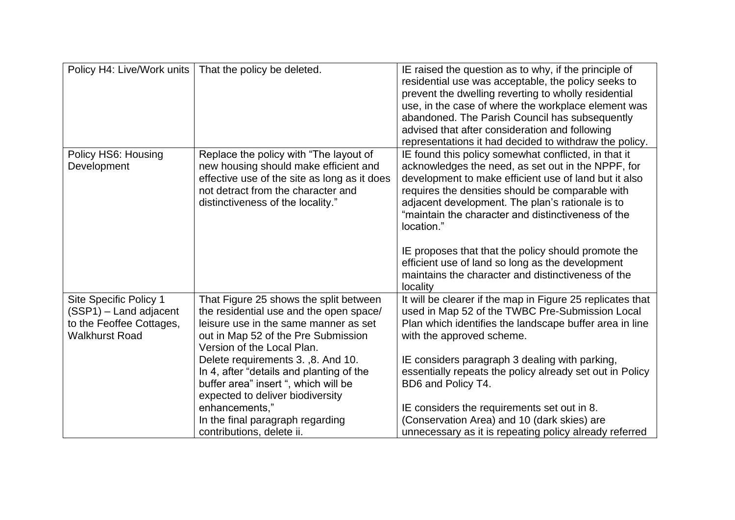| | | |
|---|---|---|
| Policy H4: Live/Work units | That the policy be deleted. | IE raised the question as to why, if the principle of residential use was acceptable, the policy seeks to prevent the dwelling reverting to wholly residential use, in the case of where the workplace element was abandoned. The Parish Council has subsequently advised that after consideration and following representations it had decided to withdraw the policy. |
| Policy HS6: Housing Development | Replace the policy with "The layout of new housing should make efficient and effective use of the site as long as it does not detract from the character and distinctiveness of the locality." | IE found this policy somewhat conflicted, in that it acknowledges the need, as set out in the NPPF, for development to make efficient use of land but it also requires the densities should be comparable with adjacent development. The plan's rationale is to "maintain the character and distinctiveness of the location."<br><br>IE proposes that that the policy should promote the efficient use of land so long as the development maintains the character and distinctiveness of the locality |
| Site Specific Policy 1 (SSP1) – Land adjacent to the Feoffee Cottages, Walkhurst Road | That Figure 25 shows the split between the residential use and the open space/ leisure use in the same manner as set out in Map 52 of the Pre Submission Version of the Local Plan.<br>Delete requirements 3. ,8. And 10.<br>In 4, after "details and planting of the buffer area" insert ", which will be expected to deliver biodiversity enhancements,"<br>In the final paragraph regarding contributions, delete ii. | It will be clearer if the map in Figure 25 replicates that used in Map 52 of the TWBC Pre-Submission Local Plan which identifies the landscape buffer area in line with the approved scheme.<br><br>IE considers paragraph 3 dealing with parking, essentially repeats the policy already set out in Policy BD6 and Policy T4.<br><br>IE considers the requirements set out in 8. (Conservation Area) and 10 (dark skies) are unnecessary as it is repeating policy already referred |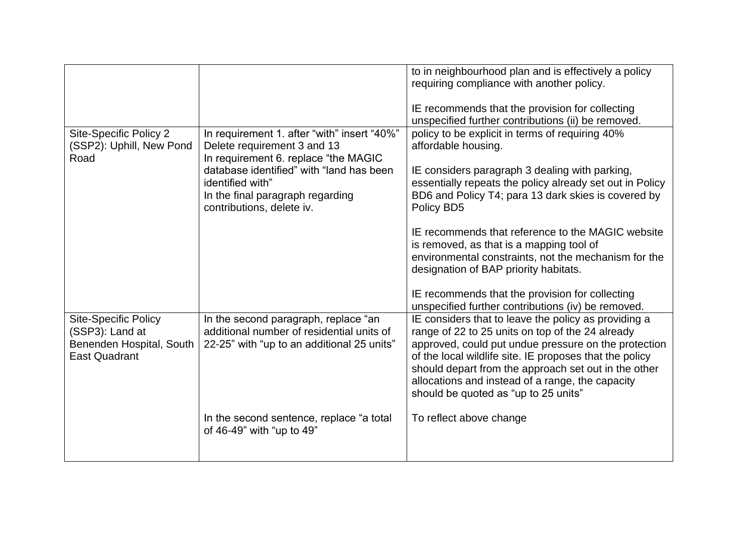| | | |
|---|---|---|
| | | to in neighbourhood plan and is effectively a policy requiring compliance with another policy.<br><br>IE recommends that the provision for collecting unspecified further contributions (ii) be removed. |
| Site-Specific Policy 2 (SSP2): Uphill, New Pond Road | In requirement 1. after "with" insert "40%"<br>Delete requirement 3 and 13<br>In requirement 6. replace "the MAGIC database identified" with "land has been identified with"<br>In the final paragraph regarding contributions, delete iv. | policy to be explicit in terms of requiring 40% affordable housing.<br><br>IE considers paragraph 3 dealing with parking, essentially repeats the policy already set out in Policy BD6 and Policy T4; para 13 dark skies is covered by Policy BD5<br><br>IE recommends that reference to the MAGIC website is removed, as that is a mapping tool of environmental constraints, not the mechanism for the designation of BAP priority habitats.<br><br>IE recommends that the provision for collecting unspecified further contributions (iv) be removed. |
| Site-Specific Policy (SSP3): Land at Benenden Hospital, South East Quadrant | In the second paragraph, replace "an additional number of residential units of 22-25" with "up to an additional 25 units"<br><br>In the second sentence, replace "a total of 46-49" with "up to 49" | IE considers that to leave the policy as providing a range of 22 to 25 units on top of the 24 already approved, could put undue pressure on the protection of the local wildlife site. IE proposes that the policy should depart from the approach set out in the other allocations and instead of a range, the capacity should be quoted as "up to 25 units"<br><br>To reflect above change |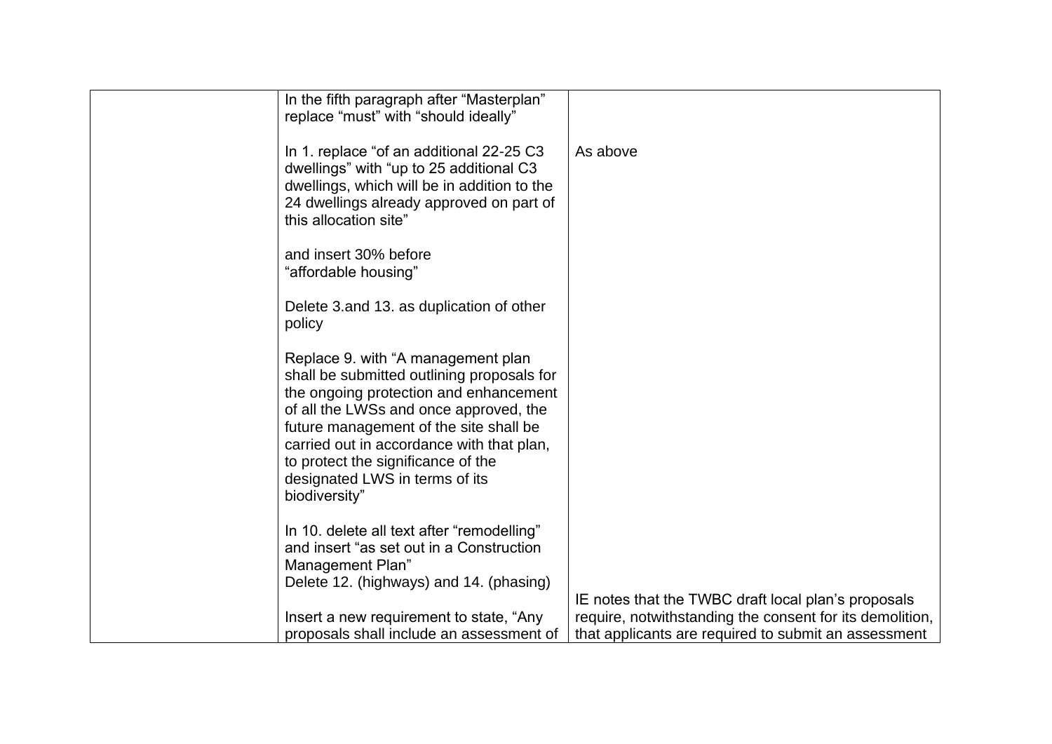|  |  |  |
|---|---|---|
|  | In the fifth paragraph after "Masterplan" replace "must" with "should ideally"<br><br>In 1. replace "of an additional 22-25 C3 dwellings" with "up to 25 additional C3 dwellings, which will be in addition to the 24 dwellings already approved on part of this allocation site"<br><br>and insert 30% before "affordable housing"<br><br>Delete 3.and 13. as duplication of other policy<br><br>Replace 9. with "A management plan shall be submitted outlining proposals for the ongoing protection and enhancement of all the LWSs and once approved, the future management of the site shall be carried out in accordance with that plan, to protect the significance of the designated LWS in terms of its biodiversity"<br><br>In 10. delete all text after "remodelling" and insert "as set out in a Construction Management Plan"<br>Delete 12. (highways) and 14. (phasing)<br><br>Insert a new requirement to state, "Any proposals shall include an assessment of | As above<br><br>IE notes that the TWBC draft local plan's proposals require, notwithstanding the consent for its demolition, that applicants are required to submit an assessment |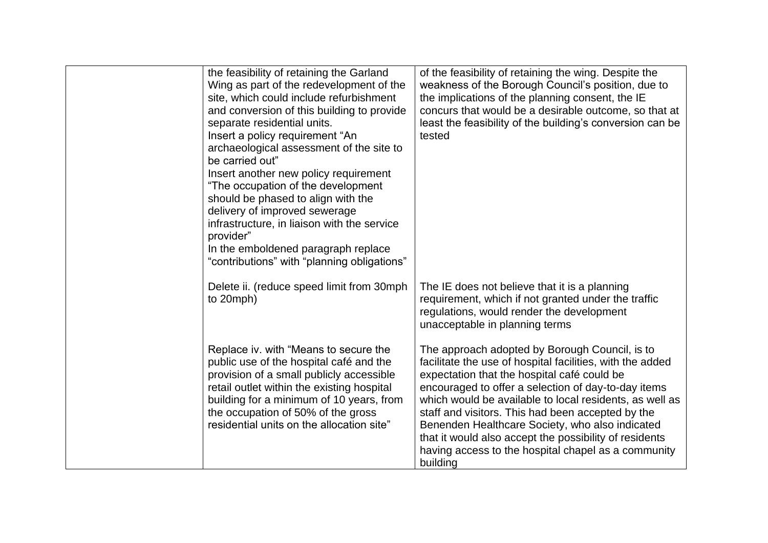| | | |
|---|---|---|
| | the feasibility of retaining the Garland Wing as part of the redevelopment of the site, which could include refurbishment and conversion of this building to provide separate residential units.<br>Insert a policy requirement "An archaeological assessment of the site to be carried out"<br>Insert another new policy requirement "The occupation of the development should be phased to align with the delivery of improved sewerage infrastructure, in liaison with the service provider"<br>In the emboldened paragraph replace "contributions" with "planning obligations" | of the feasibility of retaining the wing. Despite the weakness of the Borough Council's position, due to the implications of the planning consent, the IE concurs that would be a desirable outcome, so that at least the feasibility of the building's conversion can be tested |
| | Delete ii. (reduce speed limit from 30mph to 20mph) | The IE does not believe that it is a planning requirement, which if not granted under the traffic regulations, would render the development unacceptable in planning terms |
| | Replace iv. with "Means to secure the public use of the hospital café and the provision of a small publicly accessible retail outlet within the existing hospital building for a minimum of 10 years, from the occupation of 50% of the gross residential units on the allocation site" | The approach adopted by Borough Council, is to facilitate the use of hospital facilities, with the added expectation that the hospital café could be encouraged to offer a selection of day-to-day items which would be available to local residents, as well as staff and visitors. This had been accepted by the Benenden Healthcare Society, who also indicated that it would also accept the possibility of residents having access to the hospital chapel as a community building |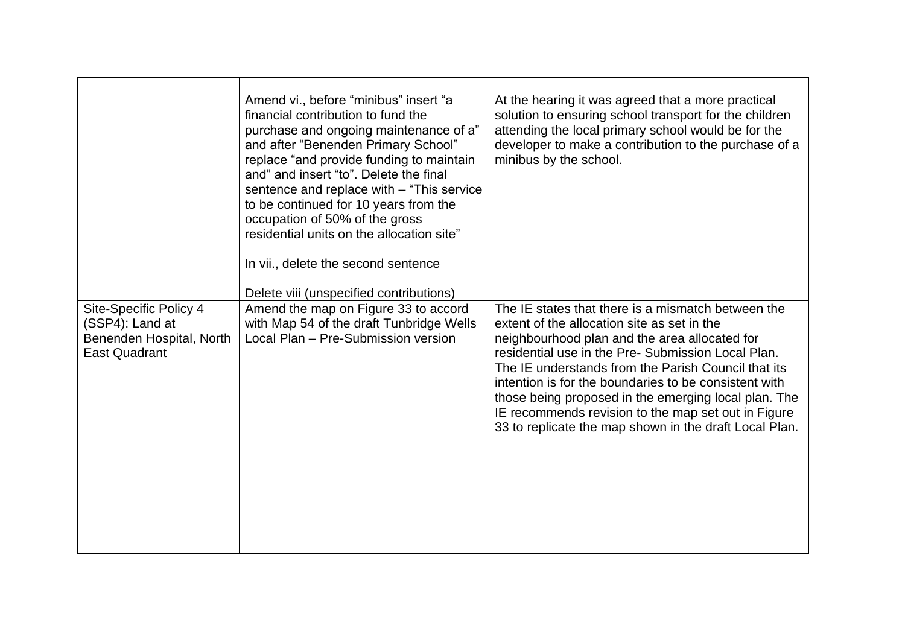| | | |
|---|---|---|
| | Amend vi., before "minibus" insert "a financial contribution to fund the purchase and ongoing maintenance of a" and after "Benenden Primary School" replace "and provide funding to maintain and" and insert "to". Delete the final sentence and replace with – "This service to be continued for 10 years from the occupation of 50% of the gross residential units on the allocation site"<br><br>In vii., delete the second sentence<br><br>Delete viii (unspecified contributions) | At the hearing it was agreed that a more practical solution to ensuring school transport for the children attending the local primary school would be for the developer to make a contribution to the purchase of a minibus by the school. |
| Site-Specific Policy 4 (SSP4): Land at Benenden Hospital, North East Quadrant | Amend the map on Figure 33 to accord with Map 54 of the draft Tunbridge Wells Local Plan – Pre-Submission version | The IE states that there is a mismatch between the extent of the allocation site as set in the neighbourhood plan and the area allocated for residential use in the Pre- Submission Local Plan. The IE understands from the Parish Council that its intention is for the boundaries to be consistent with those being proposed in the emerging local plan. The IE recommends revision to the map set out in Figure 33 to replicate the map shown in the draft Local Plan. |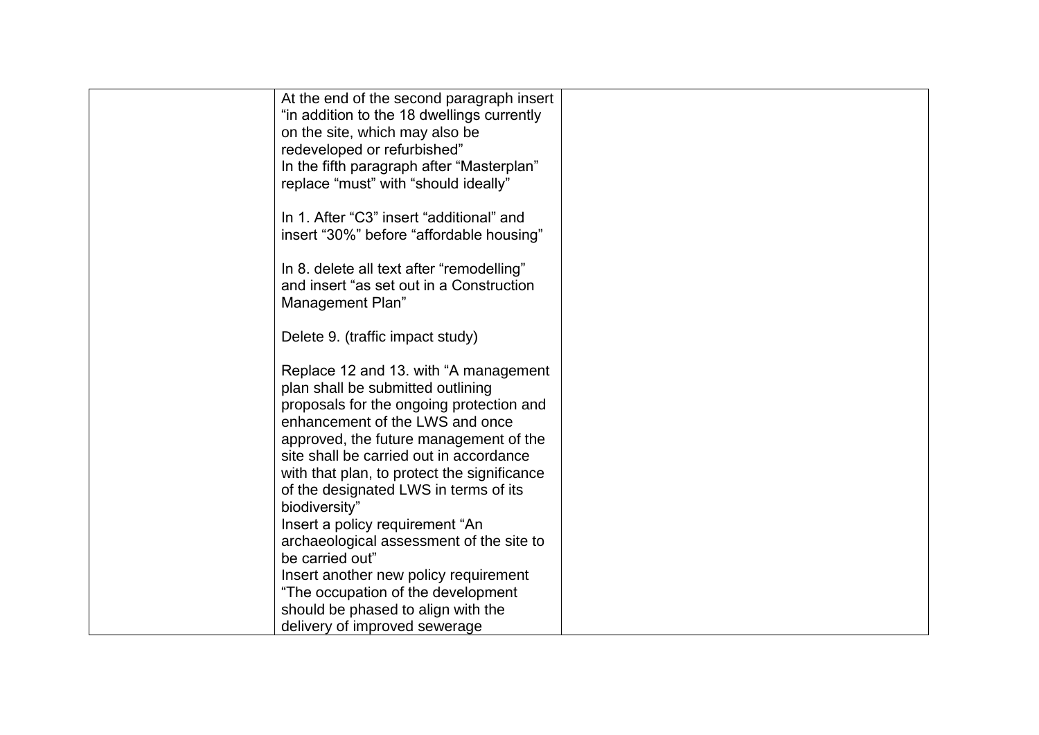| | | |
|---|---|---|
| | At the end of the second paragraph insert "in addition to the 18 dwellings currently on the site, which may also be redeveloped or refurbished"<br>In the fifth paragraph after "Masterplan" replace "must" with "should ideally"<br><br>In 1. After "C3" insert "additional" and insert "30%" before "affordable housing"<br><br>In 8. delete all text after "remodelling" and insert "as set out in a Construction Management Plan"<br><br>Delete 9. (traffic impact study)<br><br>Replace 12 and 13. with "A management plan shall be submitted outlining proposals for the ongoing protection and enhancement of the LWS and once approved, the future management of the site shall be carried out in accordance with that plan, to protect the significance of the designated LWS in terms of its biodiversity"<br>Insert a policy requirement "An archaeological assessment of the site to be carried out"<br>Insert another new policy requirement "The occupation of the development should be phased to align with the delivery of improved sewerage | |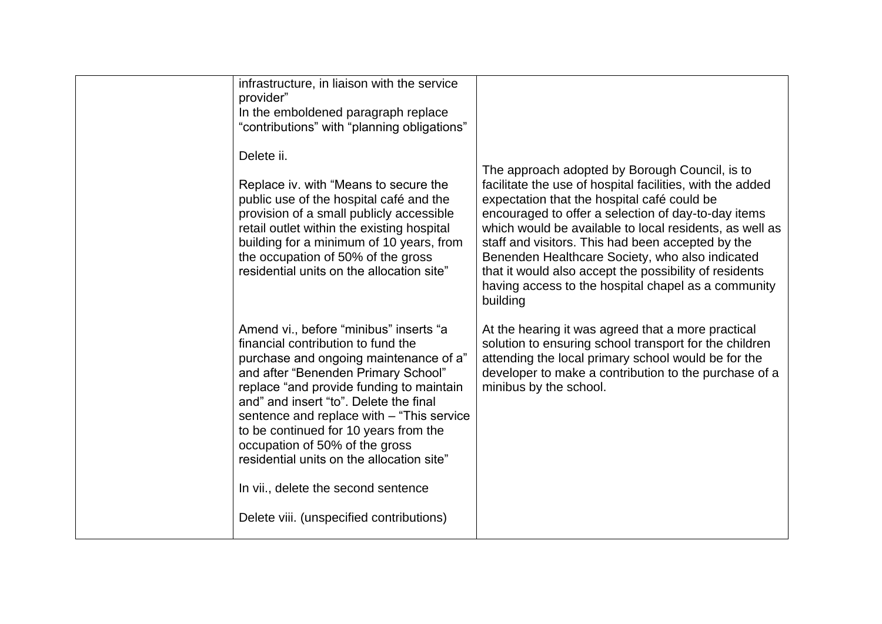| | | |
|---|---|---|
| | infrastructure, in liaison with the service provider"<br>In the emboldened paragraph replace "contributions" with "planning obligations"<br><br>Delete ii.<br><br>Replace iv. with "Means to secure the public use of the hospital café and the provision of a small publicly accessible retail outlet within the existing hospital building for a minimum of 10 years, from the occupation of 50% of the gross residential units on the allocation site" | The approach adopted by Borough Council, is to facilitate the use of hospital facilities, with the added expectation that the hospital café could be encouraged to offer a selection of day-to-day items which would be available to local residents, as well as staff and visitors. This had been accepted by the Benenden Healthcare Society, who also indicated that it would also accept the possibility of residents having access to the hospital chapel as a community building |
| | Amend vi., before "minibus" inserts "a financial contribution to fund the purchase and ongoing maintenance of a" and after "Benenden Primary School" replace "and provide funding to maintain and" and insert "to". Delete the final sentence and replace with – "This service to be continued for 10 years from the occupation of 50% of the gross residential units on the allocation site"<br><br>In vii., delete the second sentence<br><br>Delete viii. (unspecified contributions) | At the hearing it was agreed that a more practical solution to ensuring school transport for the children attending the local primary school would be for the developer to make a contribution to the purchase of a minibus by the school. |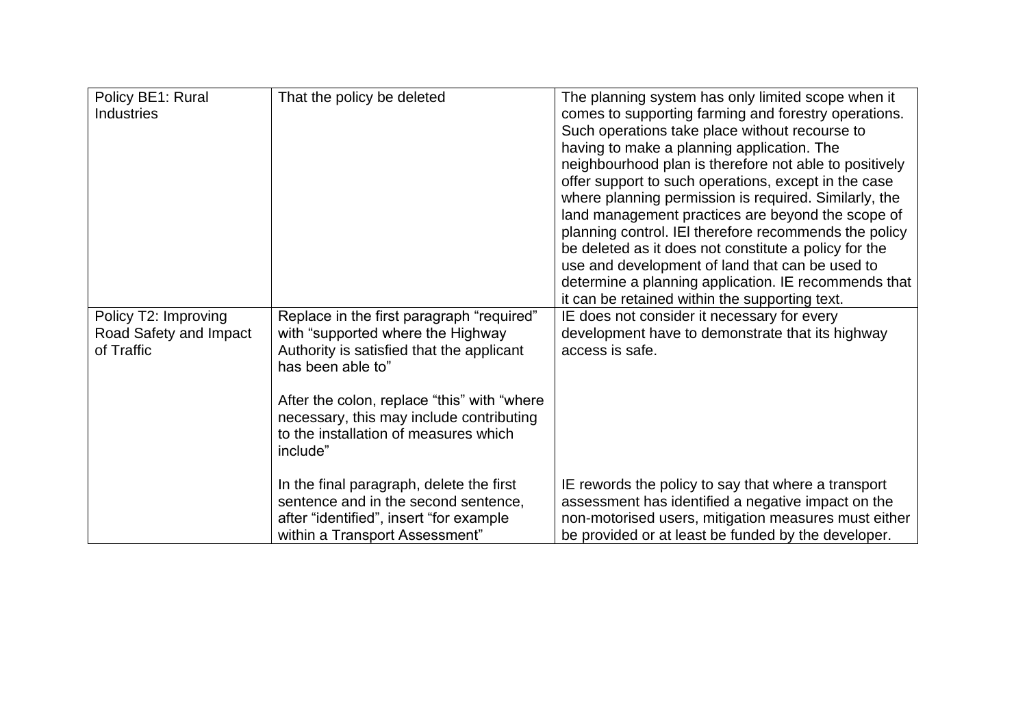| Policy BE1: Rural Industries | That the policy be deleted | The planning system has only limited scope when it comes to supporting farming and forestry operations. Such operations take place without recourse to having to make a planning application. The neighbourhood plan is therefore not able to positively offer support to such operations, except in the case where planning permission is required. Similarly, the land management practices are beyond the scope of planning control. IEl therefore recommends the policy be deleted as it does not constitute a policy for the use and development of land that can be used to determine a planning application. IE recommends that it can be retained within the supporting text. |
|---|---|---|
| Policy T2: Improving Road Safety and Impact of Traffic | Replace in the first paragraph "required" with "supported where the Highway Authority is satisfied that the applicant has been able to"<br><br>After the colon, replace "this" with "where necessary, this may include contributing to the installation of measures which include" | IE does not consider it necessary for every development have to demonstrate that its highway access is safe. |
| | In the final paragraph, delete the first sentence and in the second sentence, after "identified", insert "for example within a Transport Assessment" | IE rewords the policy to say that where a transport assessment has identified a negative impact on the non-motorised users, mitigation measures must either be provided or at least be funded by the developer. |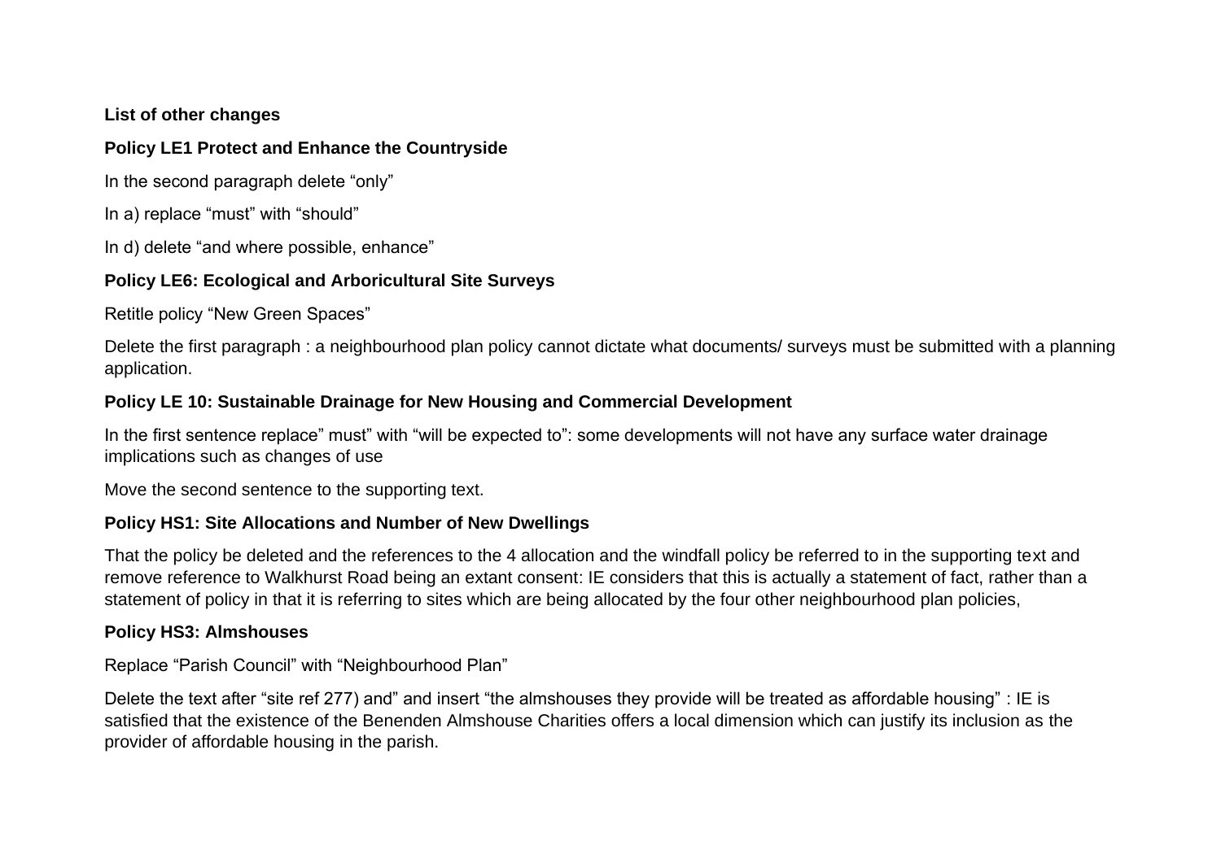**List of other changes**

**Policy LE1 Protect and Enhance the Countryside**

In the second paragraph delete “only”

In a) replace “must” with “should”

In d) delete “and where possible, enhance”

**Policy LE6: Ecological and Arboricultural Site Surveys**

Retitle policy “New Green Spaces”

Delete the first paragraph : a neighbourhood plan policy cannot dictate what documents/ surveys must be submitted with a planning application.

**Policy LE 10: Sustainable Drainage for New Housing and Commercial Development**

In the first sentence replace” must” with “will be expected to”: some developments will not have any surface water drainage implications such as changes of use

Move the second sentence to the supporting text.

**Policy HS1: Site Allocations and Number of New Dwellings**

That the policy be deleted and the references to the 4 allocation and the windfall policy be referred to in the supporting text and remove reference to Walkhurst Road being an extant consent: IE considers that this is actually a statement of fact, rather than a statement of policy in that it is referring to sites which are being allocated by the four other neighbourhood plan policies,

**Policy HS3: Almshouses**

Replace “Parish Council” with “Neighbourhood Plan”

Delete the text after “site ref 277) and” and insert “the almshouses they provide will be treated as affordable housing” : IE is satisfied that the existence of the Benenden Almshouse Charities offers a local dimension which can justify its inclusion as the provider of affordable housing in the parish.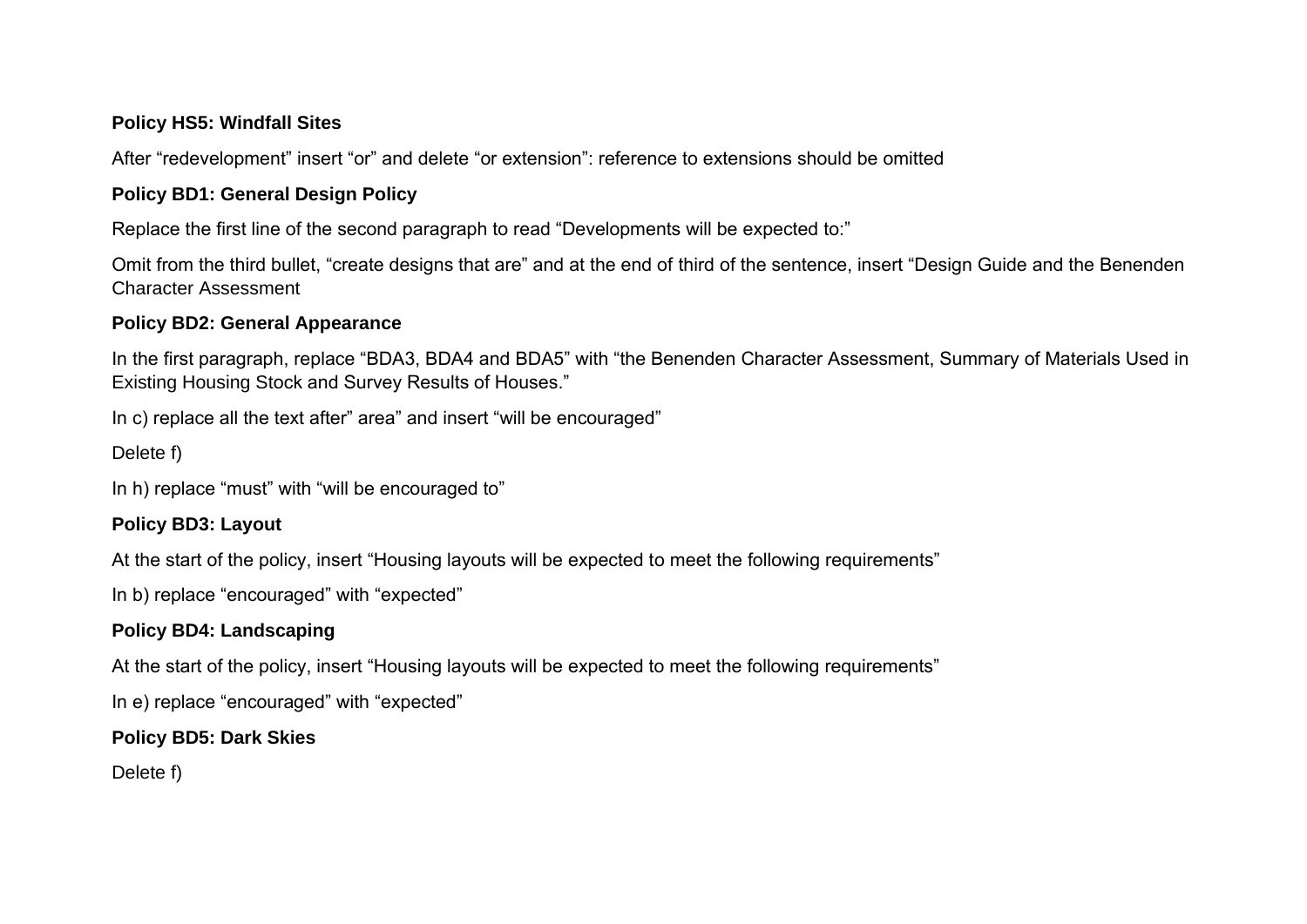**Policy HS5: Windfall Sites**

After "redevelopment" insert "or" and delete "or extension": reference to extensions should be omitted

**Policy BD1: General Design Policy**

Replace the first line of the second paragraph to read "Developments will be expected to:"

Omit from the third bullet, "create designs that are" and at the end of third of the sentence, insert "Design Guide and the Benenden Character Assessment

**Policy BD2: General Appearance**

In the first paragraph, replace "BDA3, BDA4 and BDA5" with "the Benenden Character Assessment, Summary of Materials Used in Existing Housing Stock and Survey Results of Houses."

In c) replace all the text after" area" and insert "will be encouraged"

Delete f)

In h) replace "must" with "will be encouraged to"

**Policy BD3: Layout**

At the start of the policy, insert "Housing layouts will be expected to meet the following requirements"

In b) replace "encouraged" with "expected"

**Policy BD4: Landscaping**

At the start of the policy, insert "Housing layouts will be expected to meet the following requirements"

In e) replace "encouraged" with "expected"

**Policy BD5: Dark Skies**

Delete f)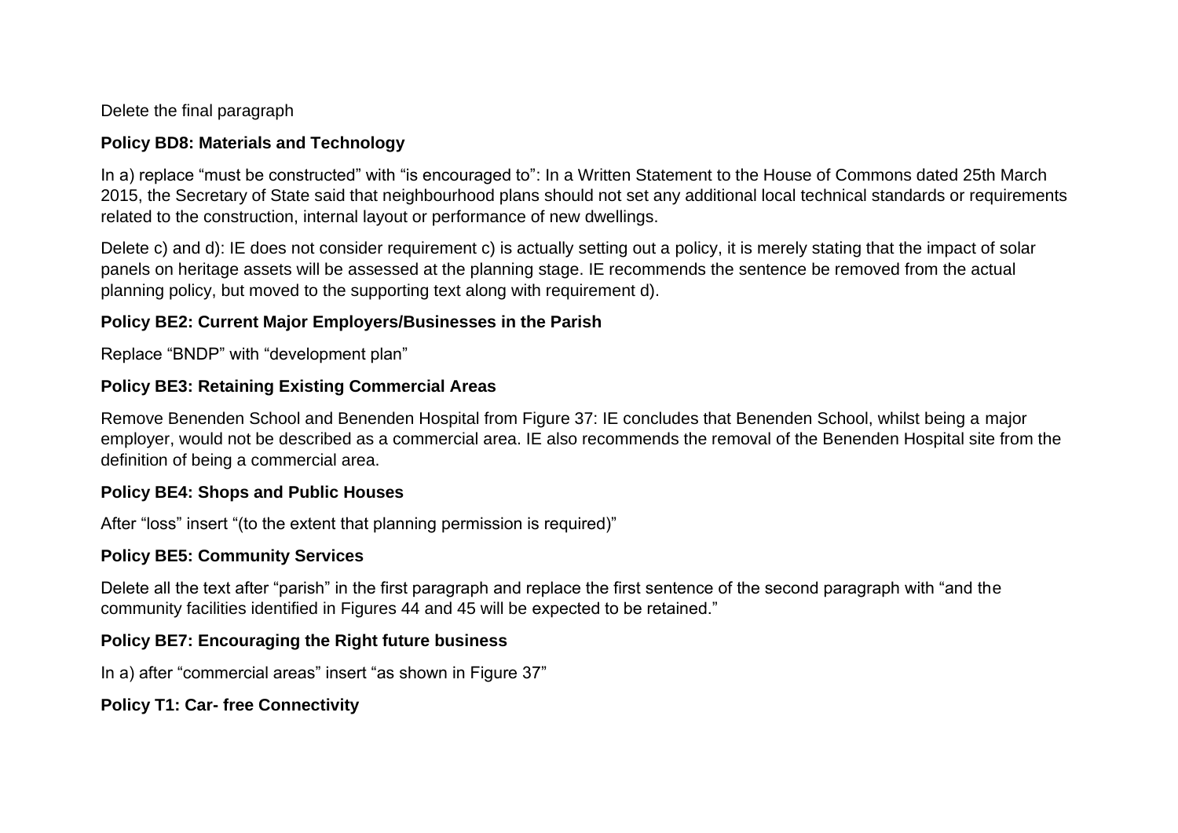Delete the final paragraph

**Policy BD8: Materials and Technology**

In a) replace "must be constructed" with "is encouraged to": In a Written Statement to the House of Commons dated 25th March 2015, the Secretary of State said that neighbourhood plans should not set any additional local technical standards or requirements related to the construction, internal layout or performance of new dwellings.

Delete c) and d): IE does not consider requirement c) is actually setting out a policy, it is merely stating that the impact of solar panels on heritage assets will be assessed at the planning stage. IE recommends the sentence be removed from the actual planning policy, but moved to the supporting text along with requirement d).

**Policy BE2: Current Major Employers/Businesses in the Parish**

Replace "BNDP" with "development plan"

**Policy BE3: Retaining Existing Commercial Areas**

Remove Benenden School and Benenden Hospital from Figure 37: IE concludes that Benenden School, whilst being a major employer, would not be described as a commercial area. IE also recommends the removal of the Benenden Hospital site from the definition of being a commercial area.

**Policy BE4: Shops and Public Houses**

After "loss" insert "(to the extent that planning permission is required)"

**Policy BE5: Community Services**

Delete all the text after "parish" in the first paragraph and replace the first sentence of the second paragraph with "and the community facilities identified in Figures 44 and 45 will be expected to be retained."

**Policy BE7: Encouraging the Right future business**

In a) after "commercial areas" insert "as shown in Figure 37"

**Policy T1: Car- free Connectivity**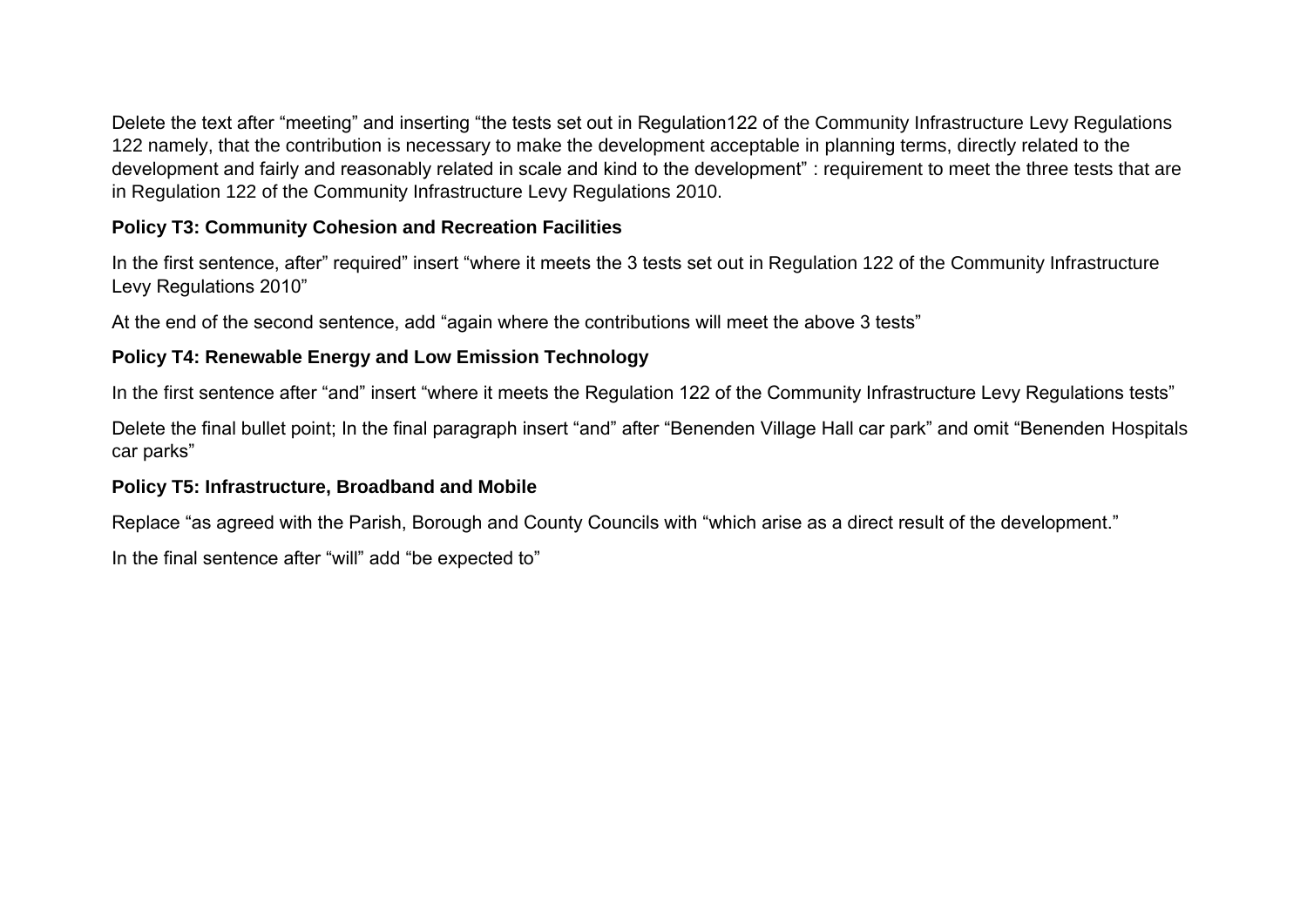Delete the text after “meeting” and inserting “the tests set out in Regulation122 of the Community Infrastructure Levy Regulations 122 namely, that the contribution is necessary to make the development acceptable in planning terms, directly related to the development and fairly and reasonably related in scale and kind to the development” : requirement to meet the three tests that are in Regulation 122 of the Community Infrastructure Levy Regulations 2010.

**Policy T3: Community Cohesion and Recreation Facilities**

In the first sentence, after” required” insert “where it meets the 3 tests set out in Regulation 122 of the Community Infrastructure Levy Regulations 2010”

At the end of the second sentence, add “again where the contributions will meet the above 3 tests”

**Policy T4: Renewable Energy and Low Emission Technology**

In the first sentence after “and” insert “where it meets the Regulation 122 of the Community Infrastructure Levy Regulations tests”

Delete the final bullet point; In the final paragraph insert “and” after “Benenden Village Hall car park” and omit “Benenden Hospitals car parks”

**Policy T5: Infrastructure, Broadband and Mobile**

Replace “as agreed with the Parish, Borough and County Councils with “which arise as a direct result of the development.”

In the final sentence after “will” add “be expected to”